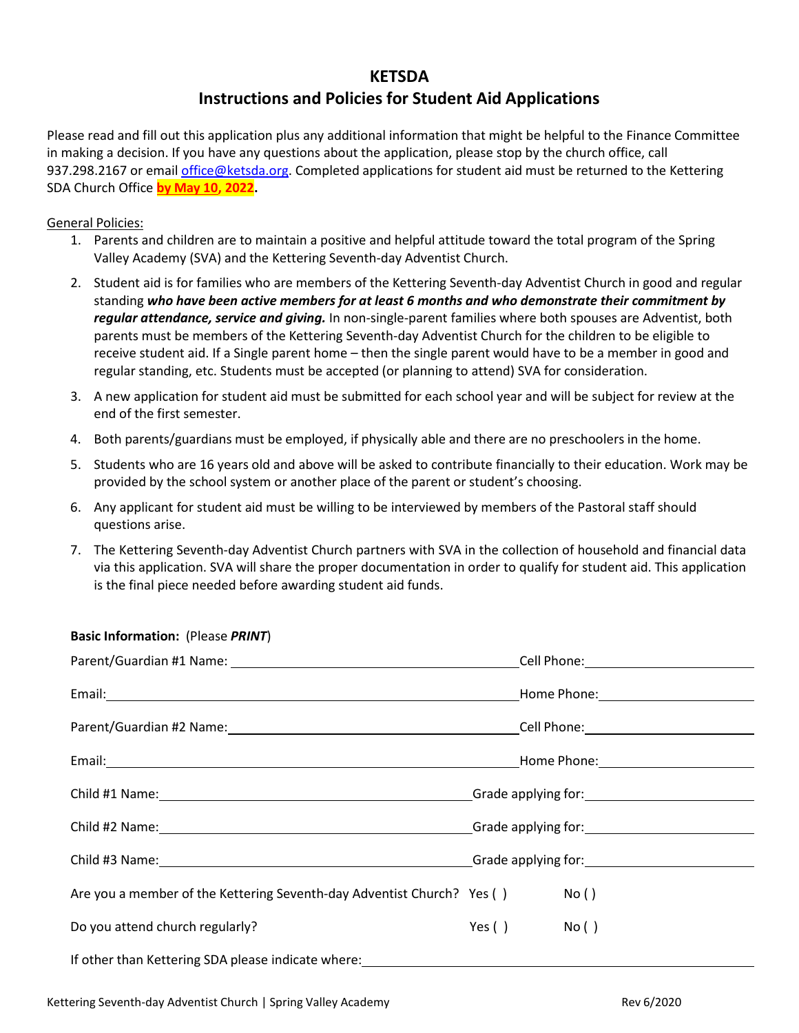# KETSDA

## Instructions and Policies for Student Aid Applications

Please read and fill out this application plus any additional information that might be helpful to the Finance Committee in making a decision. If you have any questions about the application, please stop by the church office, call 937.298.2167 or email office@ketsda.org. Completed applications for student aid must be returned to the Kettering SDA Church Office **by May 10, 2022.**

General Policies:

1. Parents and children are to maintain a positive and helpful attitude toward the total program of the Spring Valley Academy (SVA) and the Kettering Seventh-day Adventist Church.
2. Student aid is for families who are members of the Kettering Seventh-day Adventist Church in good and regular standing ***who have been active members for at least 6 months and who demonstrate their commitment by regular attendance, service and giving.*** In non-single-parent families where both spouses are Adventist, both parents must be members of the Kettering Seventh-day Adventist Church for the children to be eligible to receive student aid. If a Single parent home – then the single parent would have to be a member in good and regular standing, etc. Students must be accepted (or planning to attend) SVA for consideration.
3. A new application for student aid must be submitted for each school year and will be subject for review at the end of the first semester.
4. Both parents/guardians must be employed, if physically able and there are no preschoolers in the home.
5. Students who are 16 years old and above will be asked to contribute financially to their education. Work may be provided by the school system or another place of the parent or student's choosing.
6. Any applicant for student aid must be willing to be interviewed by members of the Pastoral staff should questions arise.
7. The Kettering Seventh-day Adventist Church partners with SVA in the collection of household and financial data via this application. SVA will share the proper documentation in order to qualify for student aid. This application is the final piece needed before awarding student aid funds.

**Basic Information:** (Please ***PRINT***)

Parent/Guardian #1 Name: ______________________ Cell Phone: ______________

Email: ______________________ Home Phone: ______________

Parent/Guardian #2 Name: ______________________ Cell Phone: ______________

Email: ______________________ Home Phone: ______________

Child #1 Name: ______________________ Grade applying for: ______________

Child #2 Name: ______________________ Grade applying for: ______________

Child #3 Name: ______________________ Grade applying for: ______________

Are you a member of the Kettering Seventh-day Adventist Church? Yes ( ) No ( )

Do you attend church regularly? Yes ( ) No ( )

If other than Kettering SDA please indicate where: ______________________

Kettering Seventh-day Adventist Church | Spring Valley Academy Rev 6/2020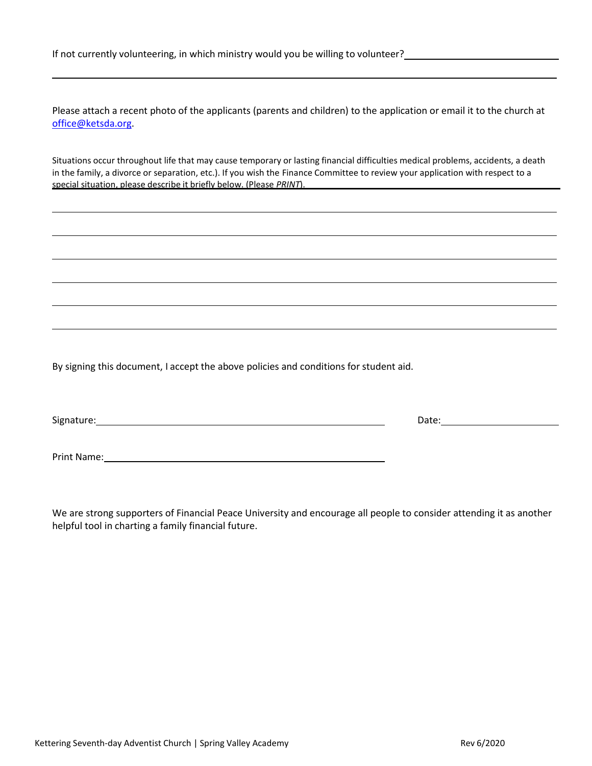If not currently volunteering, in which ministry would you be willing to volunteer? ______________________________

___________________________________________________________________________________________

Please attach a recent photo of the applicants (parents and children) to the application or email it to the church at office@ketsda.org.

Situations occur throughout life that may cause temporary or lasting financial difficulties medical problems, accidents, a death in the family, a divorce or separation, etc.). If you wish the Finance Committee to review your application with respect to a special situation, please describe it briefly below. (Please *PRINT*).

___________________________________________________________________________________________

___________________________________________________________________________________________

___________________________________________________________________________________________

___________________________________________________________________________________________

___________________________________________________________________________________________

___________________________________________________________________________________________

By signing this document, I accept the above policies and conditions for student aid.

Signature: ____________________________________________ Date: ____________________

Print Name: ____________________________________________

We are strong supporters of Financial Peace University and encourage all people to consider attending it as another helpful tool in charting a family financial future.